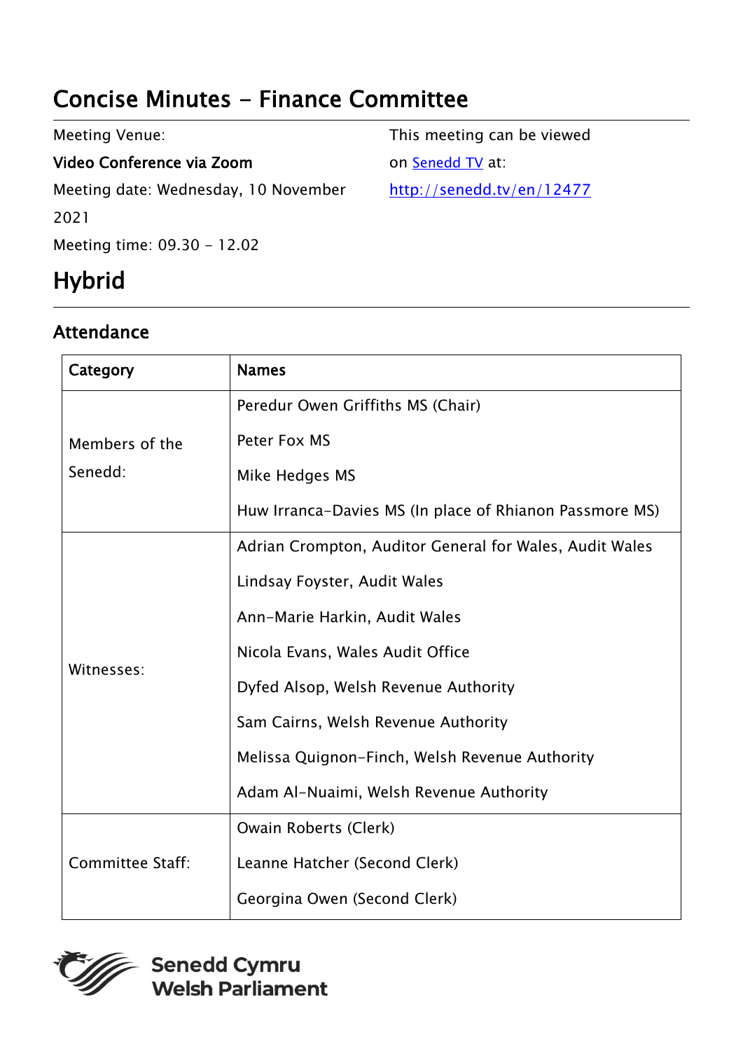# Concise Minutes - Finance Committee

Meeting Venue:

**Video Conference via Zoom**

Meeting date: Wednesday, 10 November 2021

Meeting time: 09.30 - 12.02

This meeting can be viewed on [Senedd TV](http://senedd.tv/en/12477) at:
http://senedd.tv/en/12477

# Hybrid

## Attendance

| Category | Names |
|---|---|
| Members of the Senedd: | Peredur Owen Griffiths MS (Chair)<br>Peter Fox MS<br>Mike Hedges MS<br>Huw Irranca-Davies MS (In place of Rhianon Passmore MS) |
| Witnesses: | Adrian Crompton, Auditor General for Wales, Audit Wales<br>Lindsay Foyster, Audit Wales<br>Ann-Marie Harkin, Audit Wales<br>Nicola Evans, Wales Audit Office<br>Dyfed Alsop, Welsh Revenue Authority<br>Sam Cairns, Welsh Revenue Authority<br>Melissa Quignon-Finch, Welsh Revenue Authority<br>Adam Al-Nuaimi, Welsh Revenue Authority |
| Committee Staff: | Owain Roberts (Clerk)<br>Leanne Hatcher (Second Clerk)<br>Georgina Owen (Second Clerk) |

Senedd Cymru
Welsh Parliament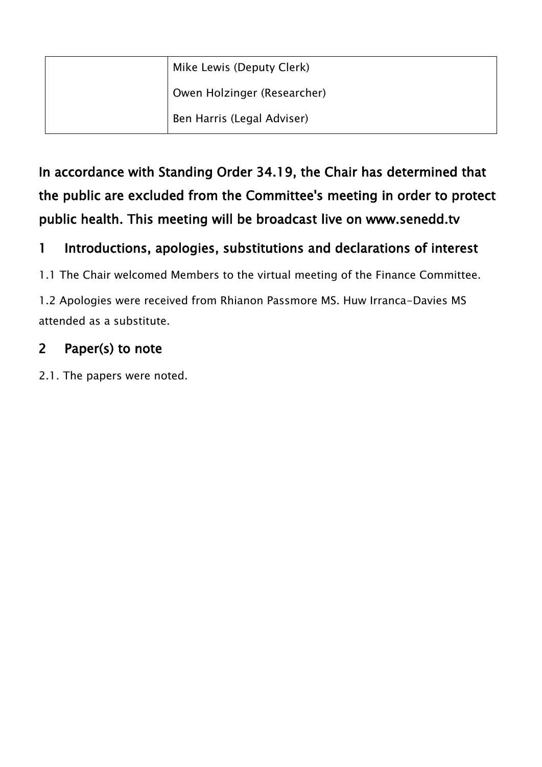|  | Mike Lewis (Deputy Clerk)<br>Owen Holzinger (Researcher)<br>Ben Harris (Legal Adviser) |
|---|---|

**In accordance with Standing Order 34.19, the Chair has determined that the public are excluded from the Committee's meeting in order to protect public health. This meeting will be broadcast live on www.senedd.tv**

## 1 Introductions, apologies, substitutions and declarations of interest

1.1 The Chair welcomed Members to the virtual meeting of the Finance Committee.

1.2 Apologies were received from Rhianon Passmore MS. Huw Irranca-Davies MS attended as a substitute.

## 2 Paper(s) to note

2.1. The papers were noted.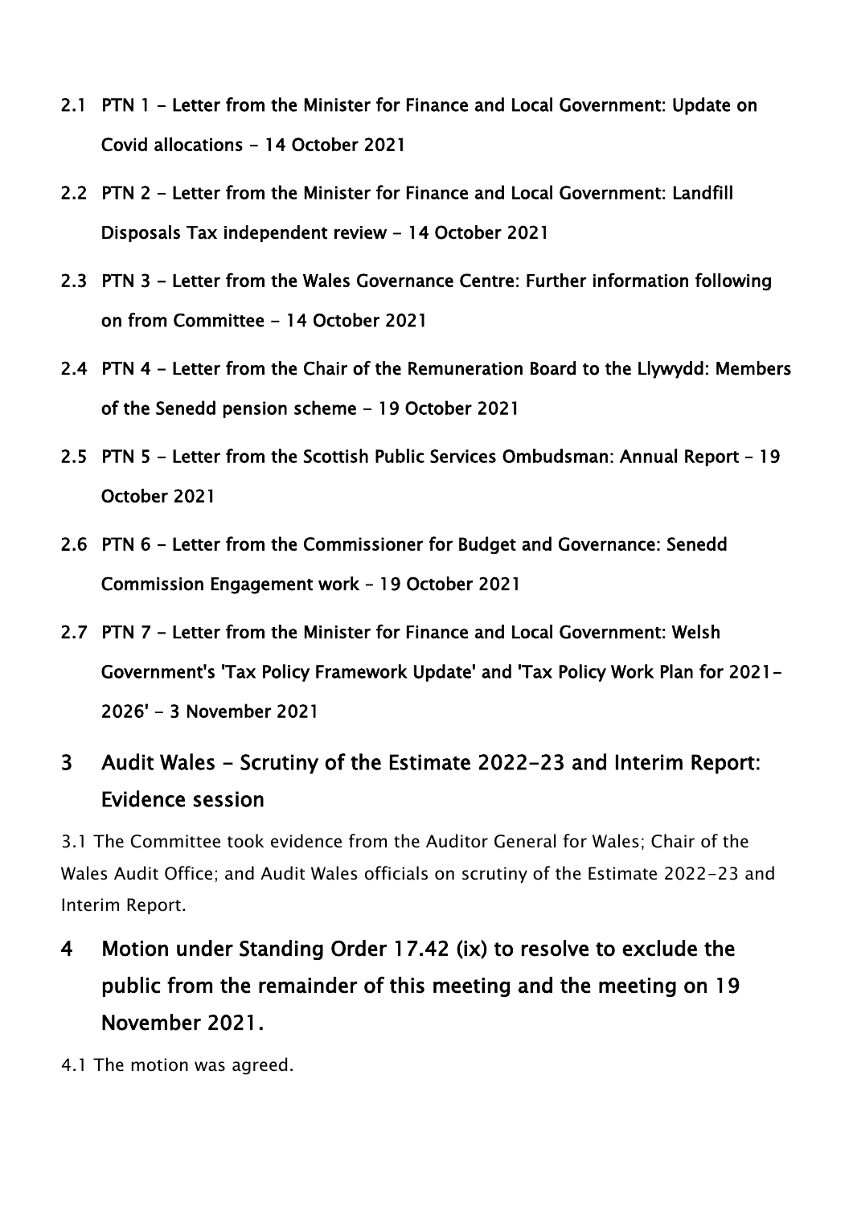**2.1 PTN 1 - Letter from the Minister for Finance and Local Government: Update on Covid allocations - 14 October 2021**

**2.2 PTN 2 - Letter from the Minister for Finance and Local Government: Landfill Disposals Tax independent review - 14 October 2021**

**2.3 PTN 3 - Letter from the Wales Governance Centre: Further information following on from Committee - 14 October 2021**

**2.4 PTN 4 - Letter from the Chair of the Remuneration Board to the Llywydd: Members of the Senedd pension scheme - 19 October 2021**

**2.5 PTN 5 - Letter from the Scottish Public Services Ombudsman: Annual Report – 19 October 2021**

**2.6 PTN 6 - Letter from the Commissioner for Budget and Governance: Senedd Commission Engagement work – 19 October 2021**

**2.7 PTN 7 - Letter from the Minister for Finance and Local Government: Welsh Government's 'Tax Policy Framework Update' and 'Tax Policy Work Plan for 2021-2026' - 3 November 2021**

## 3 Audit Wales - Scrutiny of the Estimate 2022-23 and Interim Report: Evidence session

3.1 The Committee took evidence from the Auditor General for Wales; Chair of the Wales Audit Office; and Audit Wales officials on scrutiny of the Estimate 2022-23 and Interim Report.

## 4 Motion under Standing Order 17.42 (ix) to resolve to exclude the public from the remainder of this meeting and the meeting on 19 November 2021.

4.1 The motion was agreed.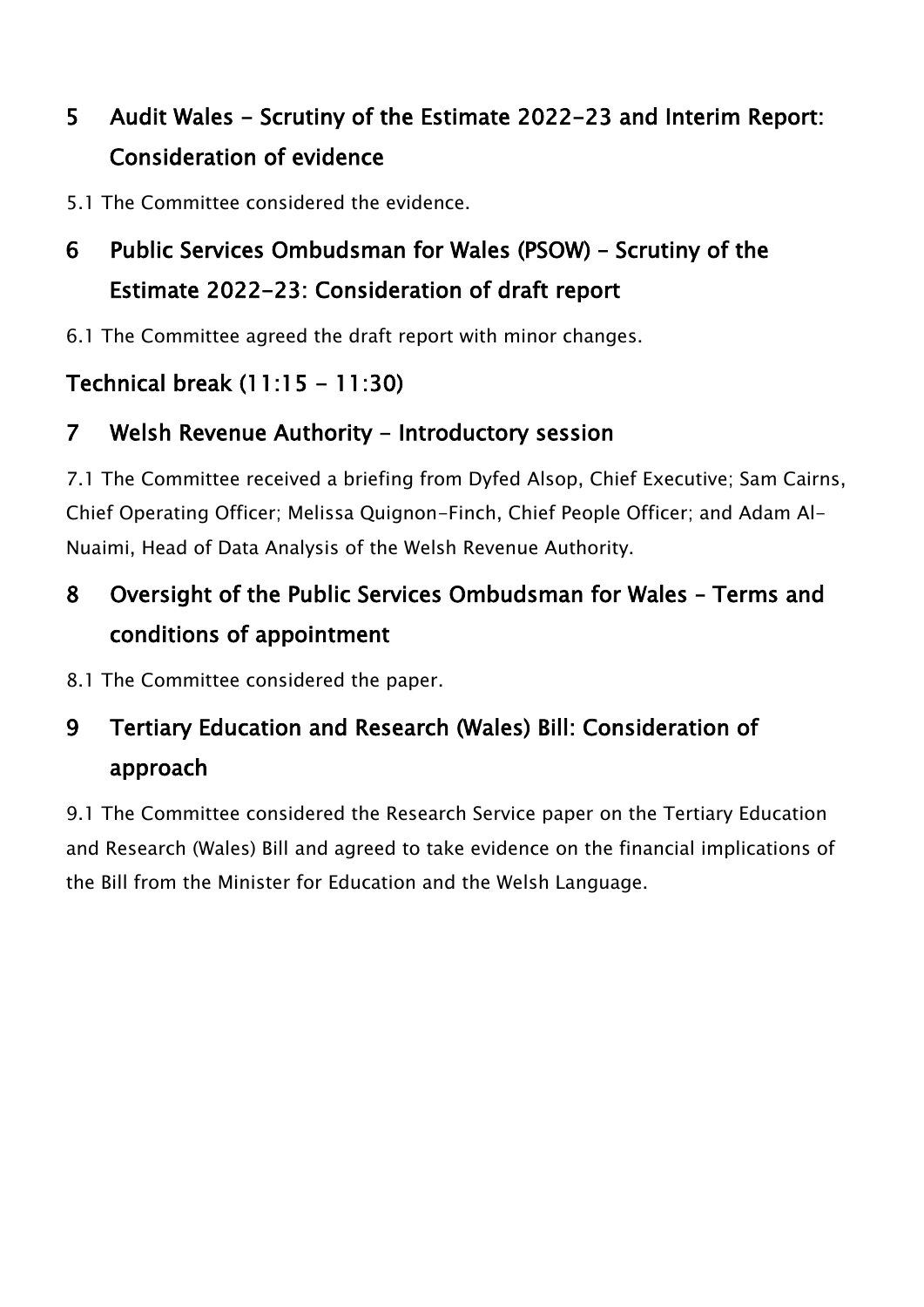## 5 Audit Wales - Scrutiny of the Estimate 2022-23 and Interim Report: Consideration of evidence

5.1 The Committee considered the evidence.

## 6 Public Services Ombudsman for Wales (PSOW) – Scrutiny of the Estimate 2022-23: Consideration of draft report

6.1 The Committee agreed the draft report with minor changes.

## Technical break (11:15 - 11:30)

## 7 Welsh Revenue Authority - Introductory session

7.1 The Committee received a briefing from Dyfed Alsop, Chief Executive; Sam Cairns, Chief Operating Officer; Melissa Quignon-Finch, Chief People Officer; and Adam Al-Nuaimi, Head of Data Analysis of the Welsh Revenue Authority.

## 8 Oversight of the Public Services Ombudsman for Wales – Terms and conditions of appointment

8.1 The Committee considered the paper.

## 9 Tertiary Education and Research (Wales) Bill: Consideration of approach

9.1 The Committee considered the Research Service paper on the Tertiary Education and Research (Wales) Bill and agreed to take evidence on the financial implications of the Bill from the Minister for Education and the Welsh Language.